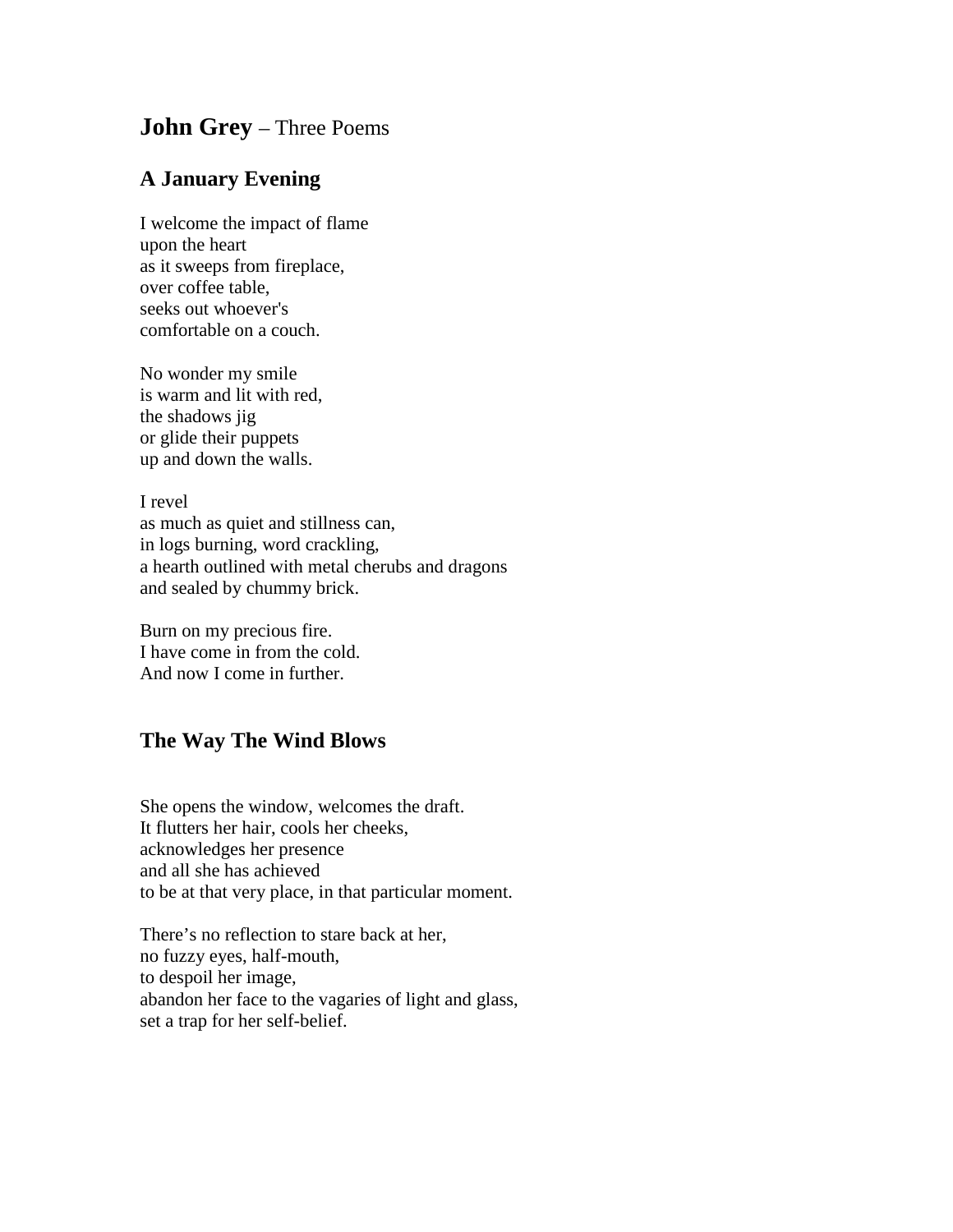# **John Grey** – Three Poems

## A January Evening

I welcome the impact of flame  
upon the heart  
as it sweeps from fireplace,  
over coffee table,  
seeks out whoever's  
comfortable on a couch.

No wonder my smile  
is warm and lit with red,  
the shadows jig  
or glide their puppets  
up and down the walls.

I revel  
as much as quiet and stillness can,  
in logs burning, word crackling,  
a hearth outlined with metal cherubs and dragons  
and sealed by chummy brick.

Burn on my precious fire.  
I have come in from the cold.  
And now I come in further.

## The Way The Wind Blows

She opens the window, welcomes the draft.  
It flutters her hair, cools her cheeks,  
acknowledges her presence  
and all she has achieved  
to be at that very place, in that particular moment.

There's no reflection to stare back at her,  
no fuzzy eyes, half-mouth,  
to despoil her image,  
abandon her face to the vagaries of light and glass,  
set a trap for her self-belief.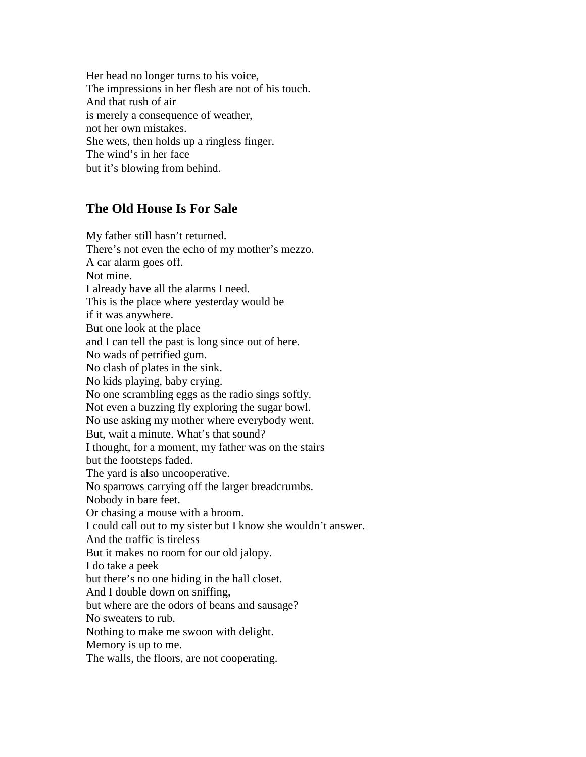Her head no longer turns to his voice,
The impressions in her flesh are not of his touch.
And that rush of air
is merely a consequence of weather,
not her own mistakes.
She wets, then holds up a ringless finger.
The wind's in her face
but it's blowing from behind.

## The Old House Is For Sale

My father still hasn't returned.
There's not even the echo of my mother's mezzo.
A car alarm goes off.
Not mine.
I already have all the alarms I need.
This is the place where yesterday would be
if it was anywhere.
But one look at the place
and I can tell the past is long since out of here.
No wads of petrified gum.
No clash of plates in the sink.
No kids playing, baby crying.
No one scrambling eggs as the radio sings softly.
Not even a buzzing fly exploring the sugar bowl.
No use asking my mother where everybody went.
But, wait a minute. What's that sound?
I thought, for a moment, my father was on the stairs
but the footsteps faded.
The yard is also uncooperative.
No sparrows carrying off the larger breadcrumbs.
Nobody in bare feet.
Or chasing a mouse with a broom.
I could call out to my sister but I know she wouldn't answer.
And the traffic is tireless
But it makes no room for our old jalopy.
I do take a peek
but there's no one hiding in the hall closet.
And I double down on sniffing,
but where are the odors of beans and sausage?
No sweaters to rub.
Nothing to make me swoon with delight.
Memory is up to me.
The walls, the floors, are not cooperating.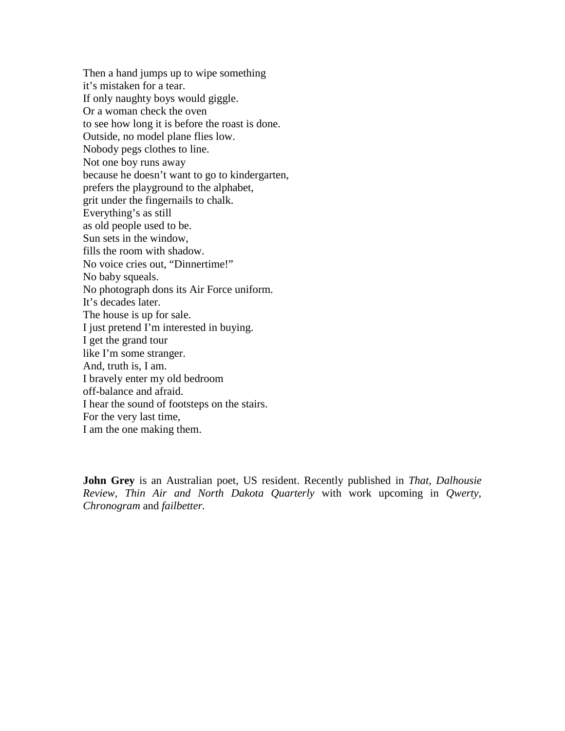Then a hand jumps up to wipe something  
it's mistaken for a tear.  
If only naughty boys would giggle.  
Or a woman check the oven  
to see how long it is before the roast is done.  
Outside, no model plane flies low.  
Nobody pegs clothes to line.  
Not one boy runs away  
because he doesn't want to go to kindergarten,  
prefers the playground to the alphabet,  
grit under the fingernails to chalk.  
Everything's as still  
as old people used to be.  
Sun sets in the window,  
fills the room with shadow.  
No voice cries out, "Dinnertime!"  
No baby squeals.  
No photograph dons its Air Force uniform.  
It's decades later.  
The house is up for sale.  
I just pretend I'm interested in buying.  
I get the grand tour  
like I'm some stranger.  
And, truth is, I am.  
I bravely enter my old bedroom  
off-balance and afraid.  
I hear the sound of footsteps on the stairs.  
For the very last time,  
I am the one making them.

**John Grey** is an Australian poet, US resident. Recently published in *That*, *Dalhousie Review*, *Thin Air and North Dakota Quarterly* with work upcoming in *Qwerty*, *Chronogram* and *failbetter*.